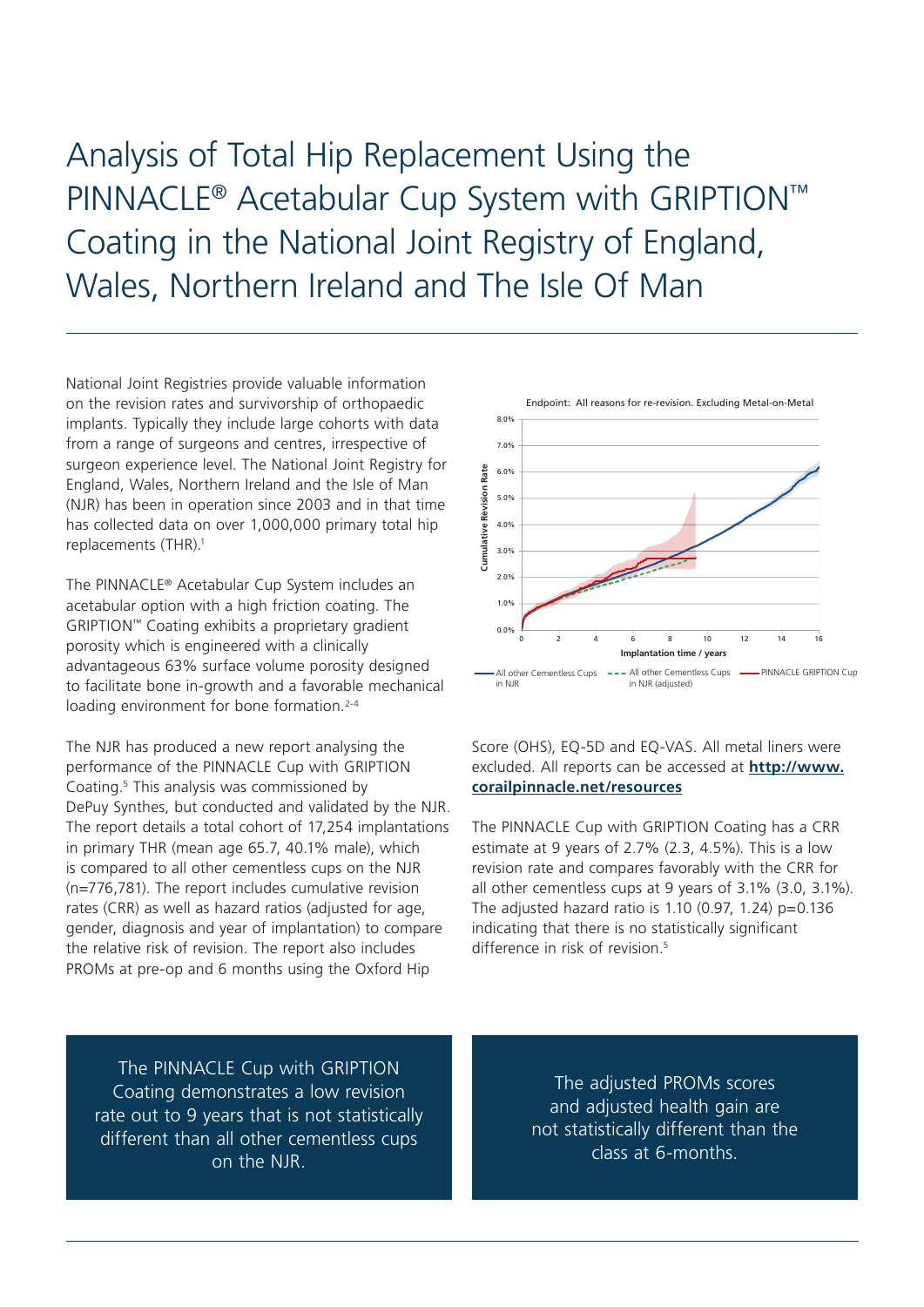# Analysis of Total Hip Replacement Using the PINNACLE® Acetabular Cup System with GRIPTION™ Coating in the National Joint Registry of England, Wales, Northern Ireland and The Isle Of Man

National Joint Registries provide valuable information on the revision rates and survivorship of orthopaedic implants. Typically they include large cohorts with data from a range of surgeons and centres, irrespective of surgeon experience level. The National Joint Registry for England, Wales, Northern Ireland and the Isle of Man (NJR) has been in operation since 2003 and in that time has collected data on over 1,000,000 primary total hip replacements (THR).[1]

The PINNACLE® Acetabular Cup System includes an acetabular option with a high friction coating. The GRIPTION™ Coating exhibits a proprietary gradient porosity which is engineered with a clinically advantageous 63% surface volume porosity designed to facilitate bone in-growth and a favorable mechanical loading environment for bone formation.[2-4]

The NJR has produced a new report analysing the performance of the PINNACLE Cup with GRIPTION Coating.[5] This analysis was commissioned by DePuy Synthes, but conducted and validated by the NJR. The report details a total cohort of 17,254 implantations in primary THR (mean age 65.7, 40.1% male), which is compared to all other cementless cups on the NJR (n=776,781). The report includes cumulative revision rates (CRR) as well as hazard ratios (adjusted for age, gender, diagnosis and year of implantation) to compare the relative risk of revision. The report also includes PROMs at pre-op and 6 months using the Oxford Hip Score (OHS), EQ-5D and EQ-VAS. All metal liners were excluded. All reports can be accessed at **http://www.corailpinnacle.net/resources**

Endpoint: All reasons for re-revision. Excluding Metal-on-Metal

Legend: All other Cementless Cups in NJR; All other Cementless Cups in NJR (adjusted); PINNACLE GRIPTION Cup

The PINNACLE Cup with GRIPTION Coating has a CRR estimate at 9 years of 2.7% (2.3, 4.5%). This is a low revision rate and compares favorably with the CRR for all other cementless cups at 9 years of 3.1% (3.0, 3.1%). The adjusted hazard ratio is 1.10 (0.97, 1.24) $p=0.136$ indicating that there is no statistically significant difference in risk of revision.[5]

The PINNACLE Cup with GRIPTION Coating demonstrates a low revision rate out to 9 years that is not statistically different than all other cementless cups on the NJR.

The adjusted PROMs scores and adjusted health gain are not statistically different than the class at 6-months.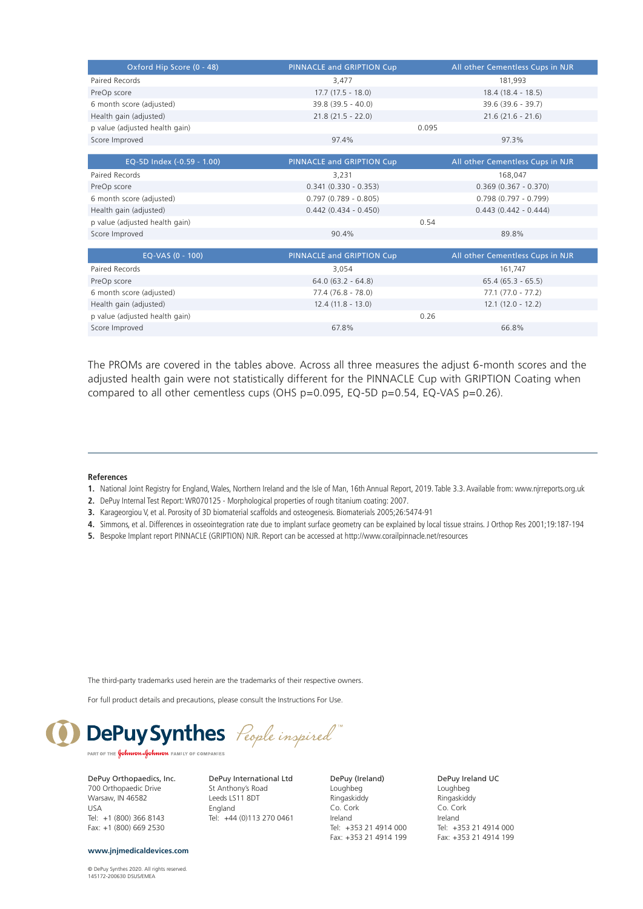| Oxford Hip Score (0 - 48) | PINNACLE and GRIPTION Cup | All other Cementless Cups in NJR |
|---|---|---|
| Paired Records | 3,477 | 181,993 |
| PreOp score | 17.7 (17.5 - 18.0) | 18.4 (18.4 - 18.5) |
| 6 month score (adjusted) | 39.8 (39.5 - 40.0) | 39.6 (39.6 - 39.7) |
| Health gain (adjusted) | 21.8 (21.5 - 22.0) | 21.6 (21.6 - 21.6) |
| p value (adjusted health gain) | 0.095 | |
| Score Improved | 97.4% | 97.3% |

| EQ-5D Index (-0.59 - 1.00) | PINNACLE and GRIPTION Cup | All other Cementless Cups in NJR |
|---|---|---|
| Paired Records | 3,231 | 168,047 |
| PreOp score | 0.341 (0.330 - 0.353) | 0.369 (0.367 - 0.370) |
| 6 month score (adjusted) | 0.797 (0.789 - 0.805) | 0.798 (0.797 - 0.799) |
| Health gain (adjusted) | 0.442 (0.434 - 0.450) | 0.443 (0.442 - 0.444) |
| p value (adjusted health gain) | 0.54 | |
| Score Improved | 90.4% | 89.8% |

| EQ-VAS (0 - 100) | PINNACLE and GRIPTION Cup | All other Cementless Cups in NJR |
|---|---|---|
| Paired Records | 3,054 | 161,747 |
| PreOp score | 64.0 (63.2 - 64.8) | 65.4 (65.3 - 65.5) |
| 6 month score (adjusted) | 77.4 (76.8 - 78.0) | 77.1 (77.0 - 77.2) |
| Health gain (adjusted) | 12.4 (11.8 - 13.0) | 12.1 (12.0 - 12.2) |
| p value (adjusted health gain) | 0.26 | |
| Score Improved | 67.8% | 66.8% |

The PROMs are covered in the tables above. Across all three measures the adjust 6-month scores and the adjusted health gain were not statistically different for the PINNACLE Cup with GRIPTION Coating when compared to all other cementless cups (OHS $p=0.095$, EQ-5D $p=0.54$, EQ-VAS $p=0.26$).

---

**References**

1. National Joint Registry for England, Wales, Northern Ireland and the Isle of Man, 16th Annual Report, 2019. Table 3.3. Available from: www.njrreports.org.uk
2. DePuy Internal Test Report: WR070125 - Morphological properties of rough titanium coating: 2007.
3. Karageorgiou V, et al. Porosity of 3D biomaterial scaffolds and osteogenesis. Biomaterials 2005;26:5474-91
4. Simmons, et al. Differences in osseointegration rate due to implant surface geometry can be explained by local tissue strains. J Orthop Res 2001;19:187-194
5. Bespoke Implant report PINNACLE (GRIPTION) NJR. Report can be accessed at http://www.corailpinnacle.net/resources

The third-party trademarks used herein are the trademarks of their respective owners.

For full product details and precautions, please consult the Instructions For Use.

DePuy Synthes People inspired™

PART OF THE Johnson & Johnson FAMILY OF COMPANIES

DePuy Orthopaedics, Inc.
700 Orthopaedic Drive
Warsaw, IN 46582
USA
Tel: +1 (800) 366 8143
Fax: +1 (800) 669 2530

DePuy International Ltd
St Anthony's Road
Leeds LS11 8DT
England
Tel: +44 (0)113 270 0461

DePuy (Ireland)
Loughbeg
Ringaskiddy
Co. Cork
Ireland
Tel: +353 21 4914 000
Fax: +353 21 4914 199

DePuy Ireland UC
Loughbeg
Ringaskiddy
Co. Cork
Ireland
Tel: +353 21 4914 000
Fax: +353 21 4914 199

**www.jnjmedicaldevices.com**

© DePuy Synthes 2020. All rights reserved.
145172-200630 DSUS/EMEA